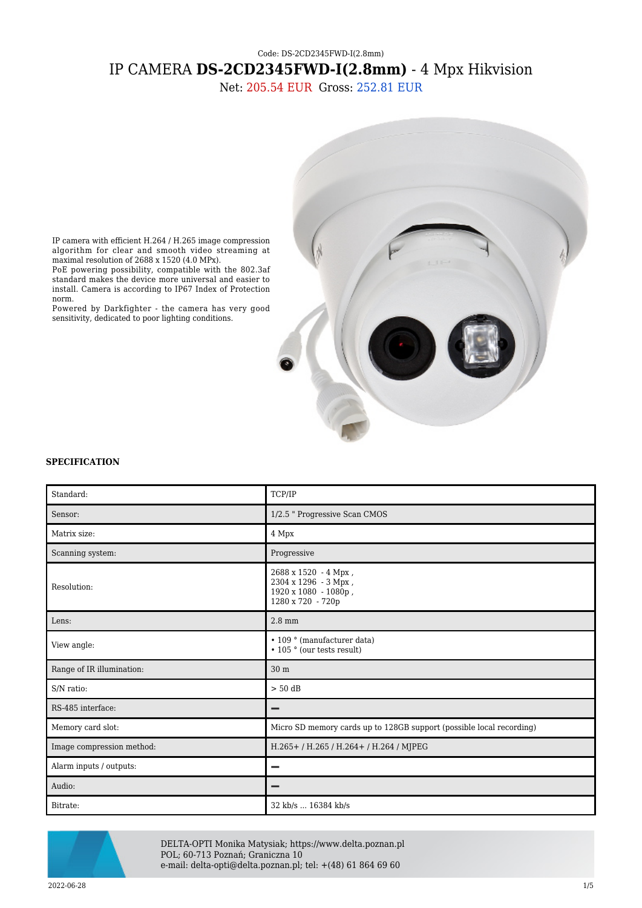Code: DS-2CD2345FWD-I(2.8mm)

# IP CAMERA **DS-2CD2345FWD-I(2.8mm)** - 4 Mpx Hikvision

Net: 205.54 EUR Gross: 252.81 EUR

IP camera with efficient H.264 / H.265 image compression algorithm for clear and smooth video streaming at maximal resolution of 2688 x 1520 (4.0 MPx).
PoE powering possibility, compatible with the 802.3af standard makes the device more universal and easier to install. Camera is according to IP67 Index of Protection norm.
Powered by Darkfighter - the camera has very good sensitivity, dedicated to poor lighting conditions.

**SPECIFICATION**

| | |
|---|---|
| Standard: | TCP/IP |
| Sensor: | 1/2.5 " Progressive Scan CMOS |
| Matrix size: | 4 Mpx |
| Scanning system: | Progressive |
| Resolution: | 2688 x 1520 - 4 Mpx , 2304 x 1296 - 3 Mpx , 1920 x 1080 - 1080p , 1280 x 720 - 720p |
| Lens: | 2.8 mm |
| View angle: | • 109 ° (manufacturer data) • 105 ° (our tests result) |
| Range of IR illumination: | 30 m |
| S/N ratio: | > 50 dB |
| RS-485 interface: | – |
| Memory card slot: | Micro SD memory cards up to 128GB support (possible local recording) |
| Image compression method: | H.265+ / H.265 / H.264+ / H.264 / MJPEG |
| Alarm inputs / outputs: | – |
| Audio: | – |
| Bitrate: | 32 kb/s ... 16384 kb/s |

DELTA-OPTI Monika Matysiak; https://www.delta.poznan.pl
POL; 60-713 Poznań; Graniczna 10
e-mail: delta-opti@delta.poznan.pl; tel: +(48) 61 864 69 60

2022-06-28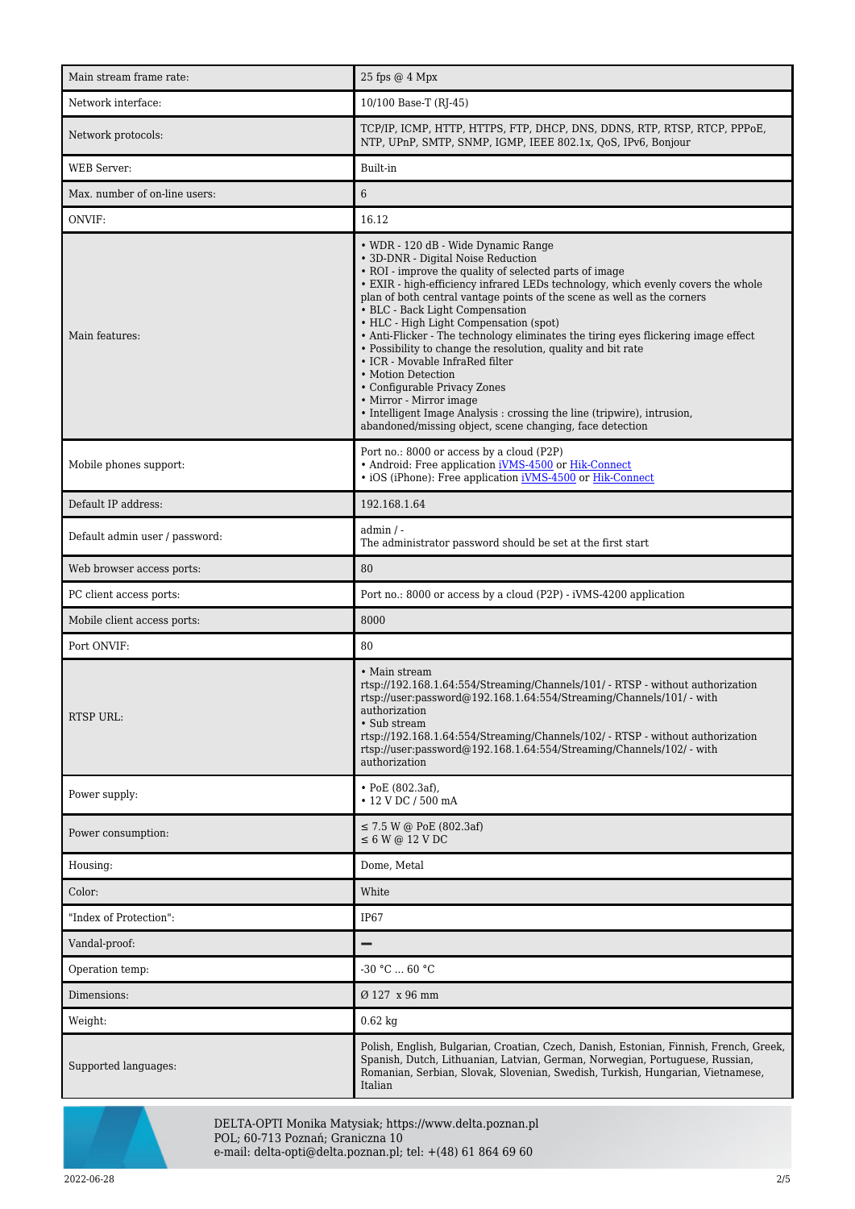| | |
|---|---|
| Main stream frame rate: | 25 fps @ 4 Mpx |
| Network interface: | 10/100 Base-T (RJ-45) |
| Network protocols: | TCP/IP, ICMP, HTTP, HTTPS, FTP, DHCP, DNS, DDNS, RTP, RTSP, RTCP, PPPoE, NTP, UPnP, SMTP, SNMP, IGMP, IEEE 802.1x, QoS, IPv6, Bonjour |
| WEB Server: | Built-in |
| Max. number of on-line users: | 6 |
| ONVIF: | 16.12 |
| Main features: | • WDR - 120 dB - Wide Dynamic Range<br>• 3D-DNR - Digital Noise Reduction<br>• ROI - improve the quality of selected parts of image<br>• EXIR - high-efficiency infrared LEDs technology, which evenly covers the whole plan of both central vantage points of the scene as well as the corners<br>• BLC - Back Light Compensation<br>• HLC - High Light Compensation (spot)<br>• Anti-Flicker - The technology eliminates the tiring eyes flickering image effect<br>• Possibility to change the resolution, quality and bit rate<br>• ICR - Movable InfraRed filter<br>• Motion Detection<br>• Configurable Privacy Zones<br>• Mirror - Mirror image<br>• Intelligent Image Analysis : crossing the line (tripwire), intrusion, abandoned/missing object, scene changing, face detection |
| Mobile phones support: | Port no.: 8000 or access by a cloud (P2P)<br>• Android: Free application iVMS-4500 or Hik-Connect<br>• iOS (iPhone): Free application iVMS-4500 or Hik-Connect |
| Default IP address: | 192.168.1.64 |
| Default admin user / password: | admin / -<br>The administrator password should be set at the first start |
| Web browser access ports: | 80 |
| PC client access ports: | Port no.: 8000 or access by a cloud (P2P) - iVMS-4200 application |
| Mobile client access ports: | 8000 |
| Port ONVIF: | 80 |
| RTSP URL: | • Main stream<br>rtsp://192.168.1.64:554/Streaming/Channels/101/ - RTSP - without authorization<br>rtsp://user:password@192.168.1.64:554/Streaming/Channels/101/ - with authorization<br>• Sub stream<br>rtsp://192.168.1.64:554/Streaming/Channels/102/ - RTSP - without authorization<br>rtsp://user:password@192.168.1.64:554/Streaming/Channels/102/ - with authorization |
| Power supply: | • PoE (802.3af),<br>• 12 V DC / 500 mA |
| Power consumption: | ≤ 7.5 W @ PoE (802.3af)<br>≤ 6 W @ 12 V DC |
| Housing: | Dome, Metal |
| Color: | White |
| "Index of Protection": | IP67 |
| Vandal-proof: | − |
| Operation temp: | -30 °C ... 60 °C |
| Dimensions: | Ø 127 x 96 mm |
| Weight: | 0.62 kg |
| Supported languages: | Polish, English, Bulgarian, Croatian, Czech, Danish, Estonian, Finnish, French, Greek, Spanish, Dutch, Lithuanian, Latvian, German, Norwegian, Portuguese, Russian, Romanian, Serbian, Slovak, Slovenian, Swedish, Turkish, Hungarian, Vietnamese, Italian |

DELTA-OPTI Monika Matysiak; https://www.delta.poznan.pl
POL; 60-713 Poznań; Graniczna 10
e-mail: delta-opti@delta.poznan.pl; tel: +(48) 61 864 69 60

2022-06-28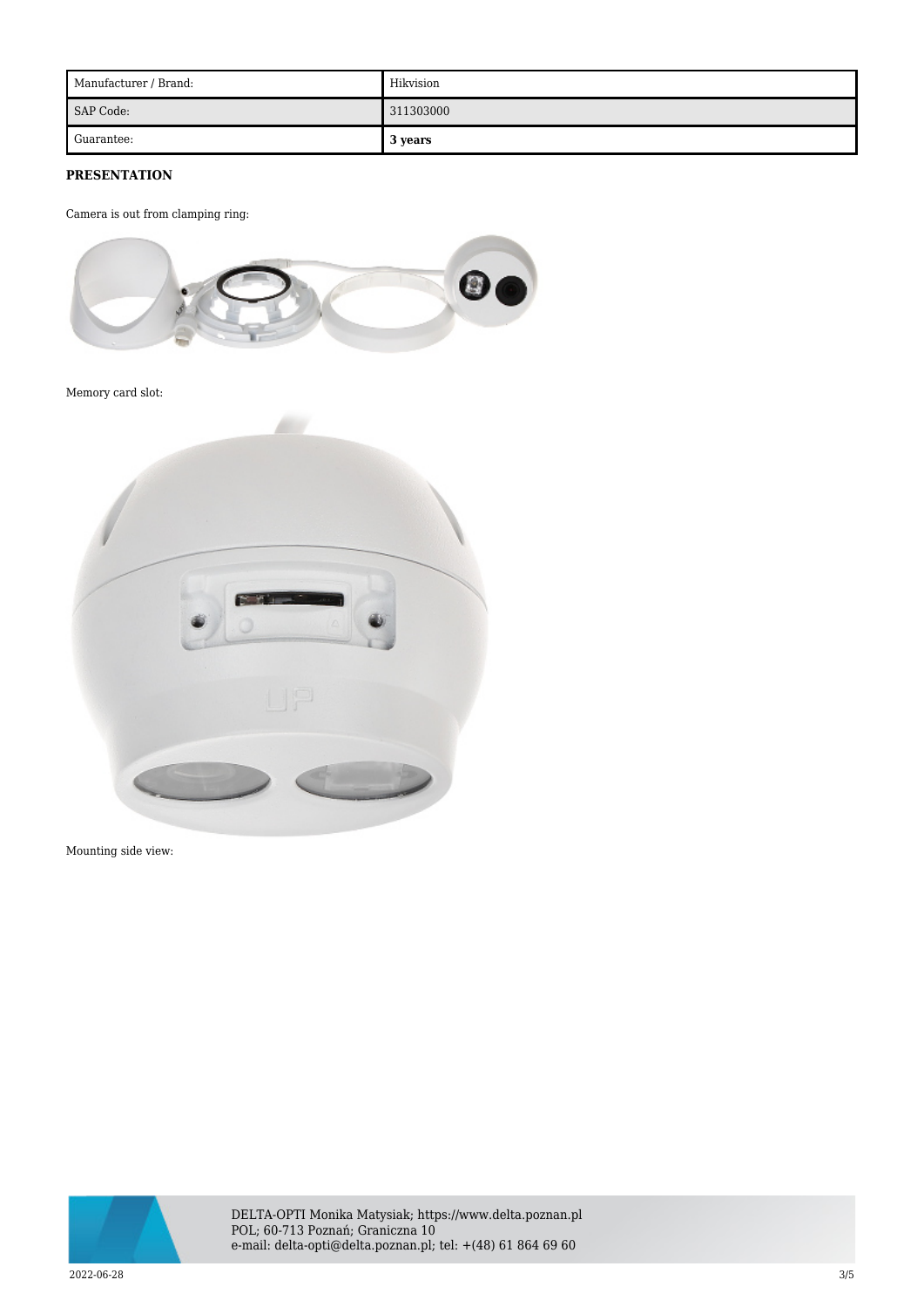| Manufacturer / Brand: | Hikvision |
| --- | --- |
| SAP Code: | 311303000 |
| Guarantee: | **3 years** |

**PRESENTATION**

Camera is out from clamping ring:

Memory card slot:

Mounting side view: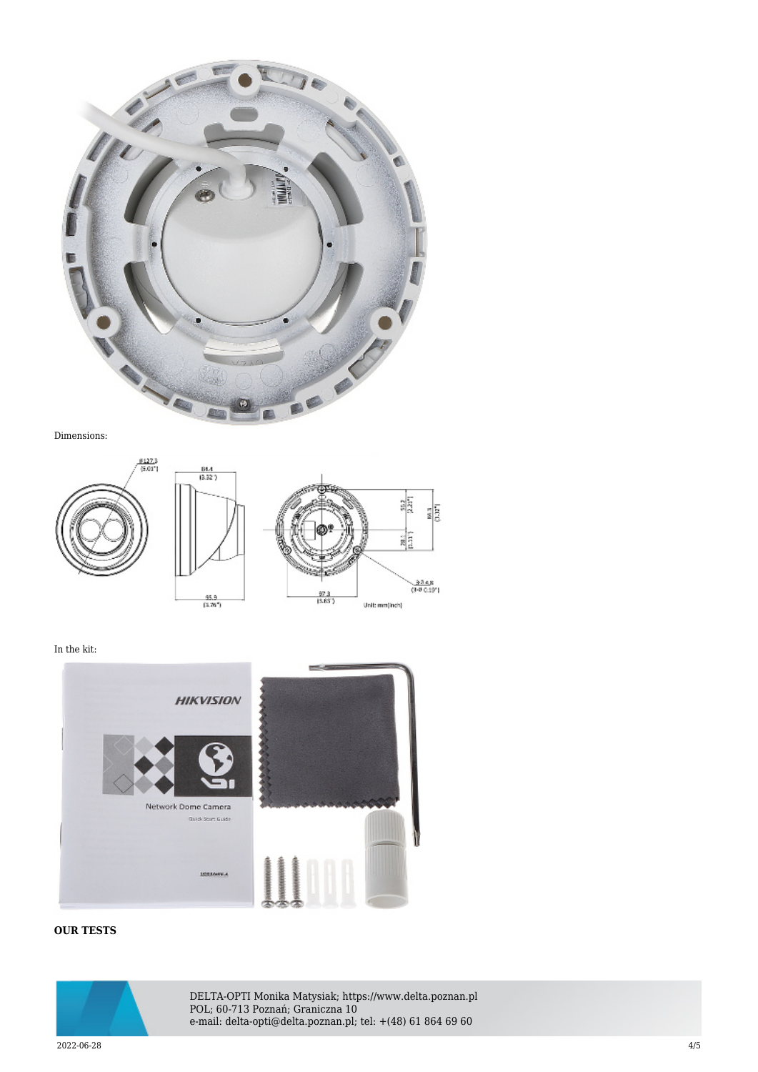Dimensions:

In the kit:

**OUR TESTS**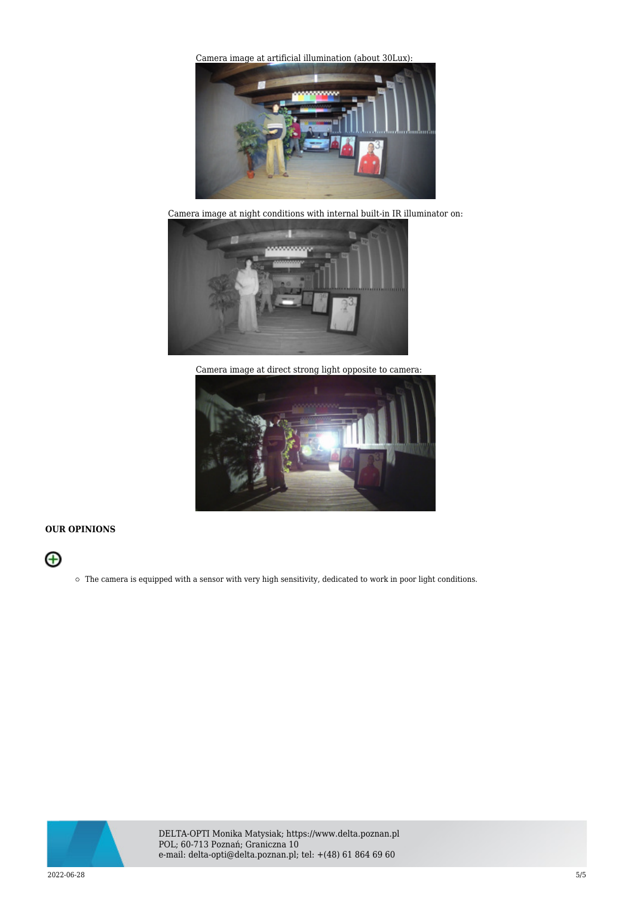Camera image at artificial illumination (about 30Lux):

Camera image at night conditions with internal built-in IR illuminator on:

Camera image at direct strong light opposite to camera:

**OUR OPINIONS**

- The camera is equipped with a sensor with very high sensitivity, dedicated to work in poor light conditions.

DELTA-OPTI Monika Matysiak; https://www.delta.poznan.pl
POL; 60-713 Poznań; Graniczna 10
e-mail: delta-opti@delta.poznan.pl; tel: +(48) 61 864 69 60

2022-06-28